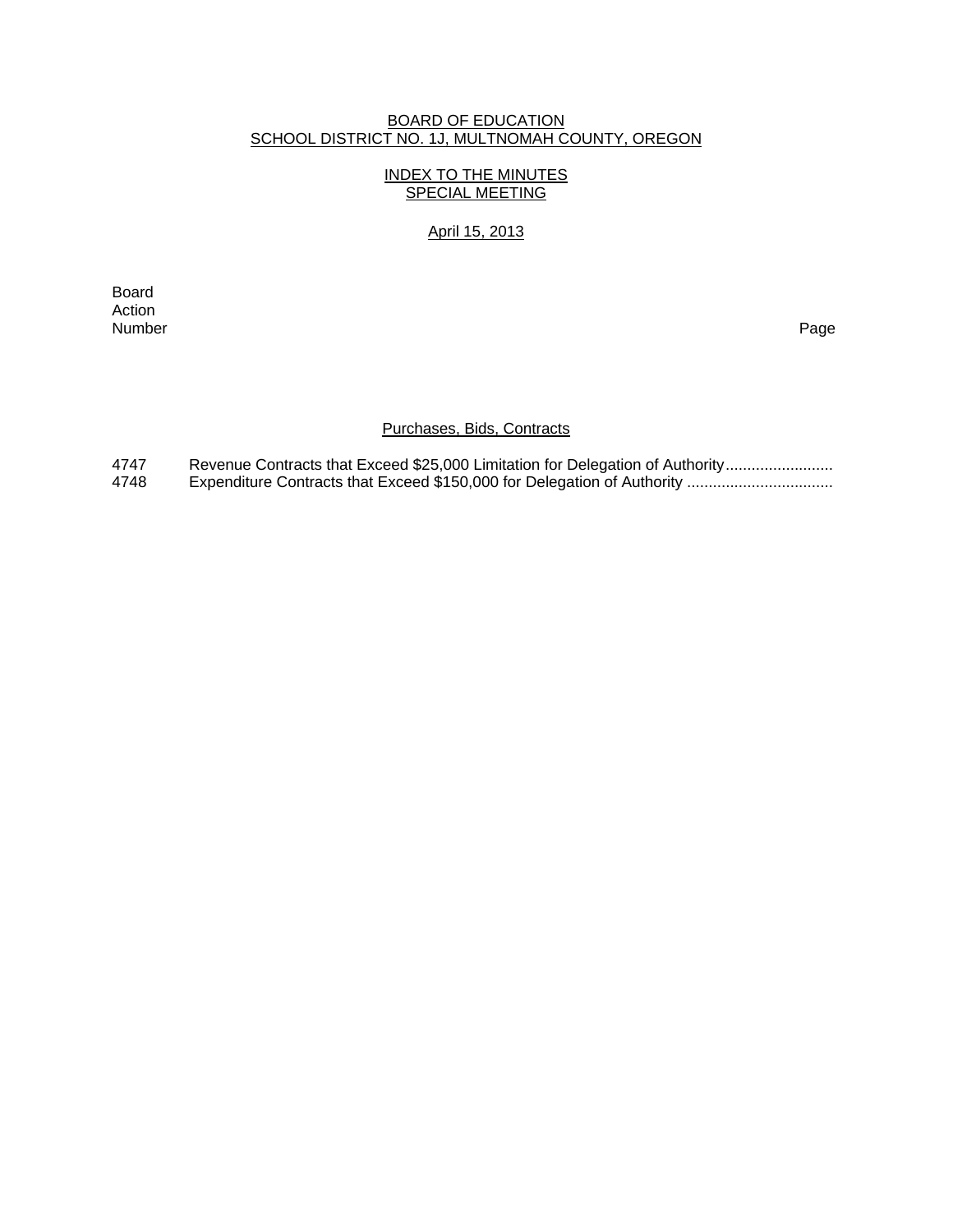BOARD OF EDUCATION
SCHOOL DISTRICT NO. 1J, MULTNOMAH COUNTY, OREGON

INDEX TO THE MINUTES
SPECIAL MEETING

April 15, 2013

| Board Action Number | | Page |
|---|---|---|
| | **Purchases, Bids, Contracts** | |
| 4747 | Revenue Contracts that Exceed $25,000 Limitation for Delegation of Authority......................... | |
| 4748 | Expenditure Contracts that Exceed $150,000 for Delegation of Authority ................................. | |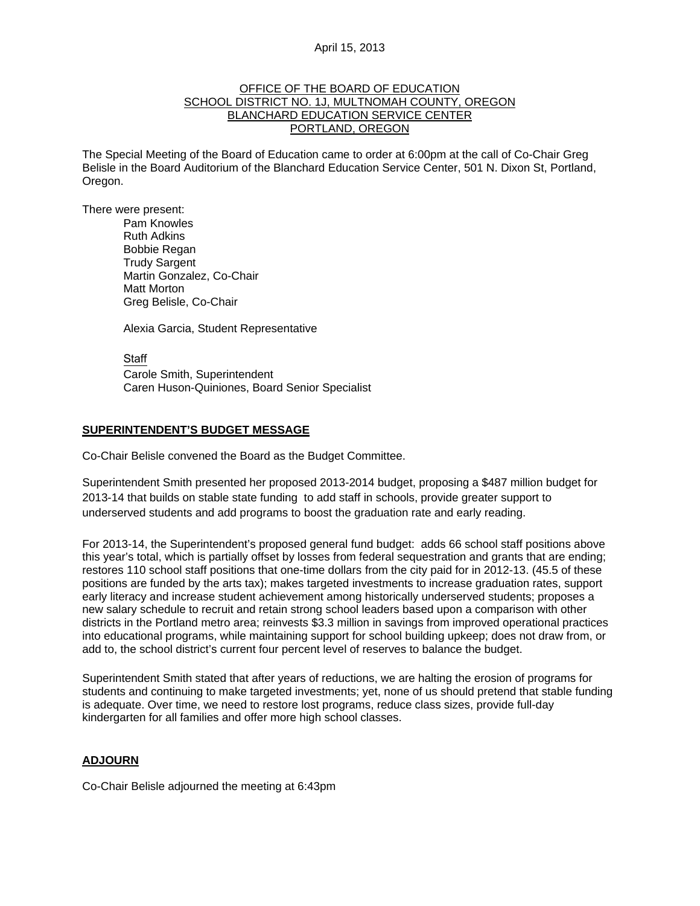April 15, 2013

OFFICE OF THE BOARD OF EDUCATION
SCHOOL DISTRICT NO. 1J, MULTNOMAH COUNTY, OREGON
BLANCHARD EDUCATION SERVICE CENTER
PORTLAND, OREGON

The Special Meeting of the Board of Education came to order at 6:00pm at the call of Co-Chair Greg Belisle in the Board Auditorium of the Blanchard Education Service Center, 501 N. Dixon St, Portland, Oregon.

There were present:

Pam Knowles
Ruth Adkins
Bobbie Regan
Trudy Sargent
Martin Gonzalez, Co-Chair
Matt Morton
Greg Belisle, Co-Chair

Alexia Garcia, Student Representative

Staff
Carole Smith, Superintendent
Caren Huson-Quiniones, Board Senior Specialist

## SUPERINTENDENT'S BUDGET MESSAGE

Co-Chair Belisle convened the Board as the Budget Committee.

Superintendent Smith presented her proposed 2013-2014 budget, proposing a $487 million budget for 2013-14 that builds on stable state funding to add staff in schools, provide greater support to underserved students and add programs to boost the graduation rate and early reading.

For 2013-14, the Superintendent's proposed general fund budget: adds 66 school staff positions above this year's total, which is partially offset by losses from federal sequestration and grants that are ending; restores 110 school staff positions that one-time dollars from the city paid for in 2012-13. (45.5 of these positions are funded by the arts tax); makes targeted investments to increase graduation rates, support early literacy and increase student achievement among historically underserved students; proposes a new salary schedule to recruit and retain strong school leaders based upon a comparison with other districts in the Portland metro area; reinvests $3.3 million in savings from improved operational practices into educational programs, while maintaining support for school building upkeep; does not draw from, or add to, the school district's current four percent level of reserves to balance the budget.

Superintendent Smith stated that after years of reductions, we are halting the erosion of programs for students and continuing to make targeted investments; yet, none of us should pretend that stable funding is adequate. Over time, we need to restore lost programs, reduce class sizes, provide full-day kindergarten for all families and offer more high school classes.

## ADJOURN

Co-Chair Belisle adjourned the meeting at 6:43pm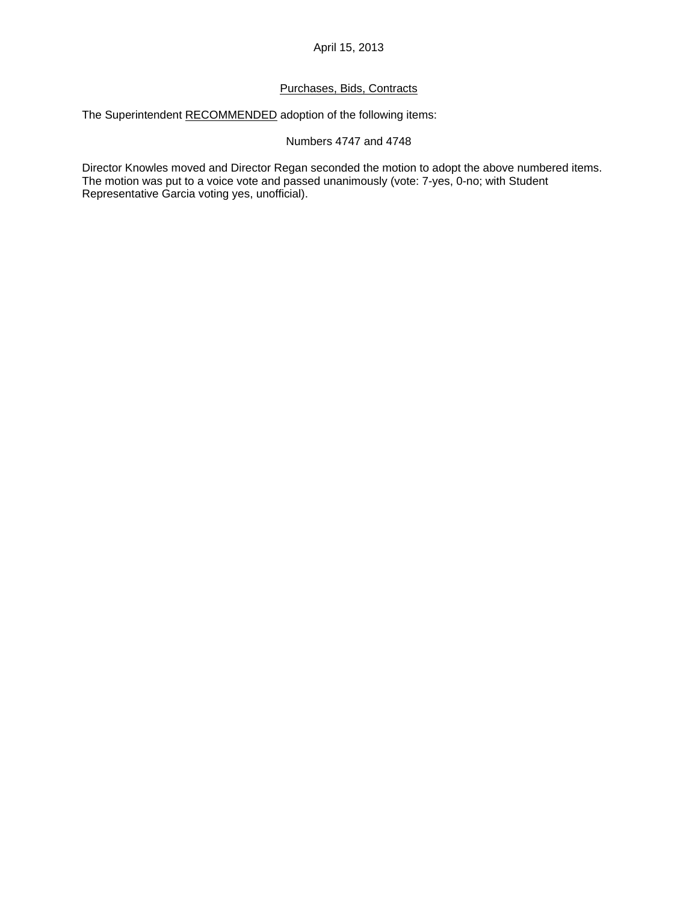April 15, 2013

Purchases, Bids, Contracts

The Superintendent RECOMMENDED adoption of the following items:

Numbers 4747 and 4748

Director Knowles moved and Director Regan seconded the motion to adopt the above numbered items. The motion was put to a voice vote and passed unanimously (vote: 7-yes, 0-no; with Student Representative Garcia voting yes, unofficial).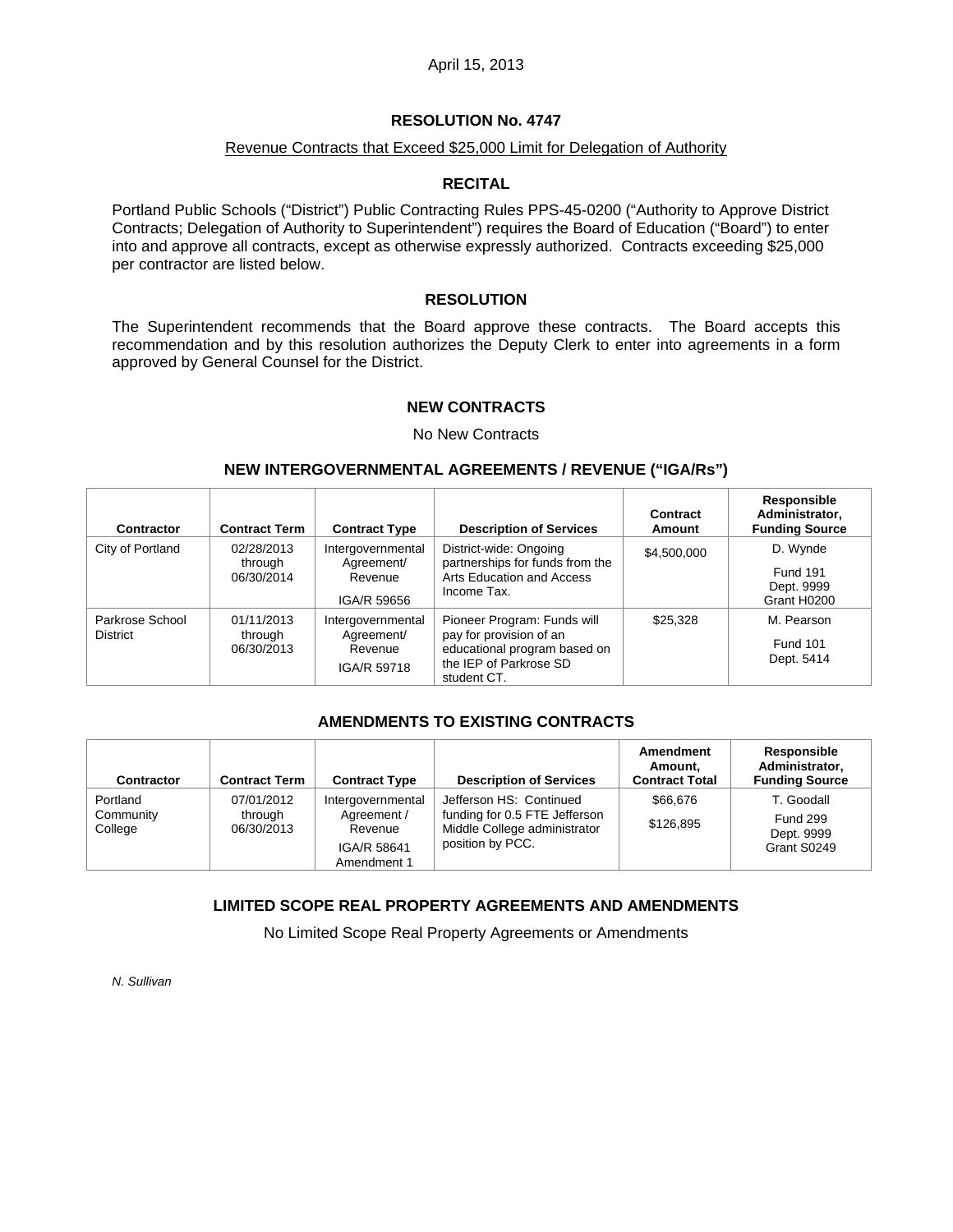April 15, 2013

# RESOLUTION No. 4747

Revenue Contracts that Exceed $25,000 Limit for Delegation of Authority

## RECITAL

Portland Public Schools ("District") Public Contracting Rules PPS-45-0200 ("Authority to Approve District Contracts; Delegation of Authority to Superintendent") requires the Board of Education ("Board") to enter into and approve all contracts, except as otherwise expressly authorized. Contracts exceeding $25,000 per contractor are listed below.

## RESOLUTION

The Superintendent recommends that the Board approve these contracts. The Board accepts this recommendation and by this resolution authorizes the Deputy Clerk to enter into agreements in a form approved by General Counsel for the District.

## NEW CONTRACTS

No New Contracts

## NEW INTERGOVERNMENTAL AGREEMENTS / REVENUE ("IGA/Rs")

| Contractor | Contract Term | Contract Type | Description of Services | Contract Amount | Responsible Administrator, Funding Source |
|---|---|---|---|---|---|
| City of Portland | 02/28/2013 through 06/30/2014 | Intergovernmental Agreement/ Revenue IGA/R 59656 | District-wide: Ongoing partnerships for funds from the Arts Education and Access Income Tax. | $4,500,000 | D. Wynde Fund 191 Dept. 9999 Grant H0200 |
| Parkrose School District | 01/11/2013 through 06/30/2013 | Intergovernmental Agreement/ Revenue IGA/R 59718 | Pioneer Program: Funds will pay for provision of an educational program based on the IEP of Parkrose SD student CT. | $25,328 | M. Pearson Fund 101 Dept. 5414 |

## AMENDMENTS TO EXISTING CONTRACTS

| Contractor | Contract Term | Contract Type | Description of Services | Amendment Amount, Contract Total | Responsible Administrator, Funding Source |
|---|---|---|---|---|---|
| Portland Community College | 07/01/2012 through 06/30/2013 | Intergovernmental Agreement / Revenue IGA/R 58641 Amendment 1 | Jefferson HS: Continued funding for 0.5 FTE Jefferson Middle College administrator position by PCC. | $66,676 $126,895 | T. Goodall Fund 299 Dept. 9999 Grant S0249 |

## LIMITED SCOPE REAL PROPERTY AGREEMENTS AND AMENDMENTS

No Limited Scope Real Property Agreements or Amendments

*N. Sullivan*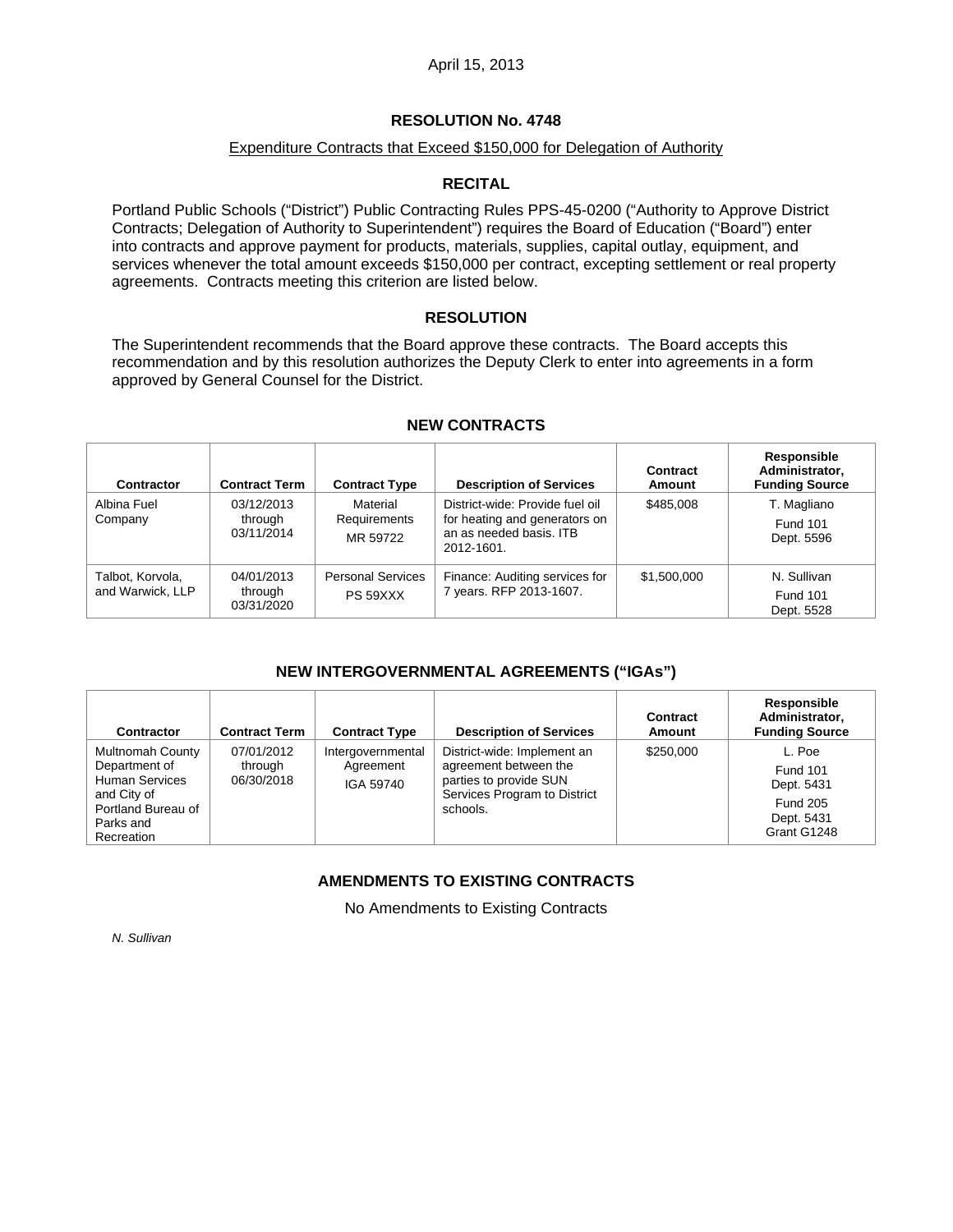April 15, 2013

# RESOLUTION No. 4748

Expenditure Contracts that Exceed $150,000 for Delegation of Authority

## RECITAL

Portland Public Schools ("District") Public Contracting Rules PPS-45-0200 ("Authority to Approve District Contracts; Delegation of Authority to Superintendent") requires the Board of Education ("Board") enter into contracts and approve payment for products, materials, supplies, capital outlay, equipment, and services whenever the total amount exceeds $150,000 per contract, excepting settlement or real property agreements. Contracts meeting this criterion are listed below.

## RESOLUTION

The Superintendent recommends that the Board approve these contracts. The Board accepts this recommendation and by this resolution authorizes the Deputy Clerk to enter into agreements in a form approved by General Counsel for the District.

### NEW CONTRACTS

| Contractor | Contract Term | Contract Type | Description of Services | Contract Amount | Responsible Administrator, Funding Source |
|---|---|---|---|---|---|
| Albina Fuel Company | 03/12/2013 through 03/11/2014 | Material Requirements MR 59722 | District-wide: Provide fuel oil for heating and generators on an as needed basis. ITB 2012-1601. | $485,008 | T. Magliano Fund 101 Dept. 5596 |
| Talbot, Korvola, and Warwick, LLP | 04/01/2013 through 03/31/2020 | Personal Services PS 59XXX | Finance: Auditing services for 7 years. RFP 2013-1607. | $1,500,000 | N. Sullivan Fund 101 Dept. 5528 |

### NEW INTERGOVERNMENTAL AGREEMENTS ("IGAs")

| Contractor | Contract Term | Contract Type | Description of Services | Contract Amount | Responsible Administrator, Funding Source |
|---|---|---|---|---|---|
| Multnomah County Department of Human Services and City of Portland Bureau of Parks and Recreation | 07/01/2012 through 06/30/2018 | Intergovernmental Agreement IGA 59740 | District-wide: Implement an agreement between the parties to provide SUN Services Program to District schools. | $250,000 | L. Poe Fund 101 Dept. 5431 Fund 205 Dept. 5431 Grant G1248 |

### AMENDMENTS TO EXISTING CONTRACTS

No Amendments to Existing Contracts

*N. Sullivan*